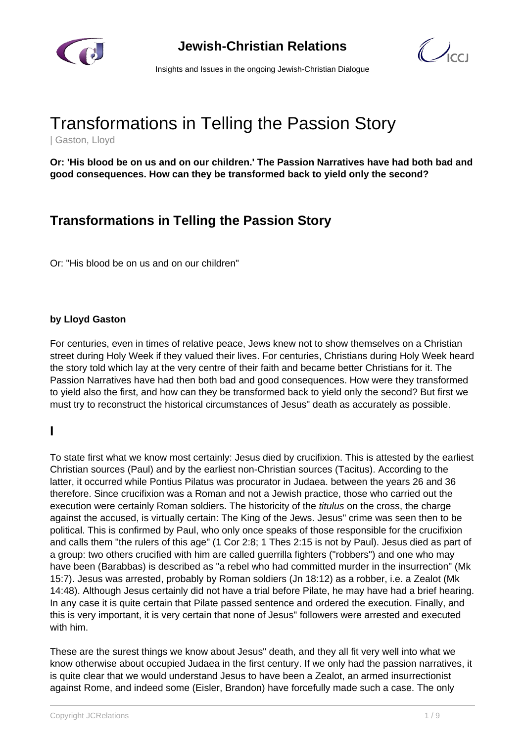# Transformations in Telling the Passion Story

| Gaston, Lloyd

**Or: 'His blood be on us and on our children.' The Passion Narratives have had both bad and good consequences. How can they be transformed back to yield only the second?**

## Transformations in Telling the Passion Story

Or: "His blood be on us and on our children"

**by Lloyd Gaston**

For centuries, even in times of relative peace, Jews knew not to show themselves on a Christian street during Holy Week if they valued their lives. For centuries, Christians during Holy Week heard the story told which lay at the very centre of their faith and became better Christians for it. The Passion Narratives have had then both bad and good consequences. How were they transformed to yield also the first, and how can they be transformed back to yield only the second? But first we must try to reconstruct the historical circumstances of Jesus" death as accurately as possible.

## I

To state first what we know most certainly: Jesus died by crucifixion. This is attested by the earliest Christian sources (Paul) and by the earliest non-Christian sources (Tacitus). According to the latter, it occurred while Pontius Pilatus was procurator in Judaea. between the years 26 and 36 therefore. Since crucifixion was a Roman and not a Jewish practice, those who carried out the execution were certainly Roman soldiers. The historicity of the *titulus* on the cross, the charge against the accused, is virtually certain: The King of the Jews. Jesus" crime was seen then to be political. This is confirmed by Paul, who only once speaks of those responsible for the crucifixion and calls them "the rulers of this age" (1 Cor 2:8; 1 Thes 2:15 is not by Paul). Jesus died as part of a group: two others crucified with him are called guerrilla fighters ("robbers") and one who may have been (Barabbas) is described as "a rebel who had committed murder in the insurrection" (Mk 15:7). Jesus was arrested, probably by Roman soldiers (Jn 18:12) as a robber, i.e. a Zealot (Mk 14:48). Although Jesus certainly did not have a trial before Pilate, he may have had a brief hearing. In any case it is quite certain that Pilate passed sentence and ordered the execution. Finally, and this is very important, it is very certain that none of Jesus" followers were arrested and executed with him.

These are the surest things we know about Jesus" death, and they all fit very well into what we know otherwise about occupied Judaea in the first century. If we only had the passion narratives, it is quite clear that we would understand Jesus to have been a Zealot, an armed insurrectionist against Rome, and indeed some (Eisler, Brandon) have forcefully made such a case. The only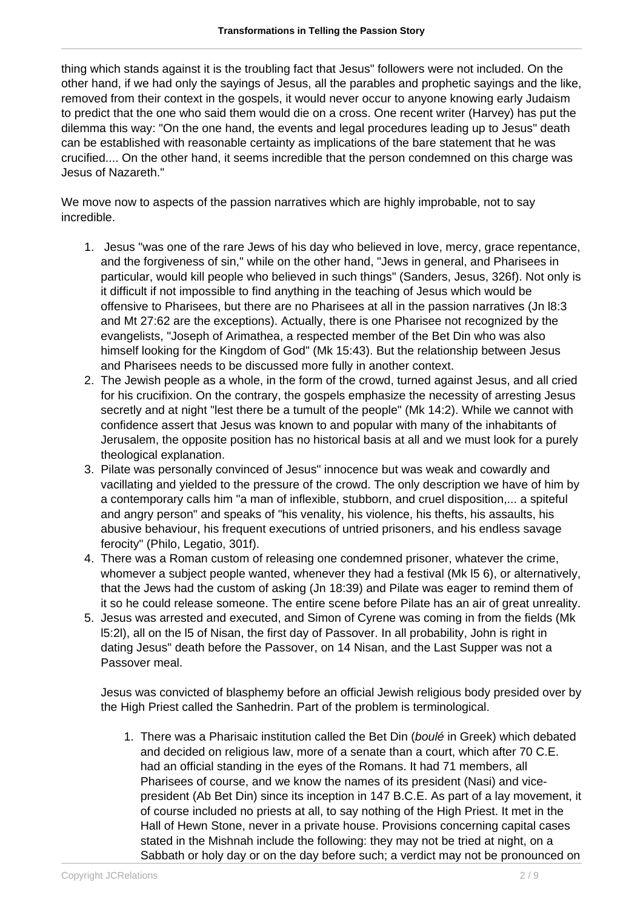thing which stands against it is the troubling fact that Jesus" followers were not included. On the other hand, if we had only the sayings of Jesus, all the parables and prophetic sayings and the like, removed from their context in the gospels, it would never occur to anyone knowing early Judaism to predict that the one who said them would die on a cross. One recent writer (Harvey) has put the dilemma this way: "On the one hand, the events and legal procedures leading up to Jesus" death can be established with reasonable certainty as implications of the bare statement that he was crucified.... On the other hand, it seems incredible that the person condemned on this charge was Jesus of Nazareth."

We move now to aspects of the passion narratives which are highly improbable, not to say incredible.

1. Jesus "was one of the rare Jews of his day who believed in love, mercy, grace repentance, and the forgiveness of sin," while on the other hand, "Jews in general, and Pharisees in particular, would kill people who believed in such things" (Sanders, Jesus, 326f). Not only is it difficult if not impossible to find anything in the teaching of Jesus which would be offensive to Pharisees, but there are no Pharisees at all in the passion narratives (Jn l8:3 and Mt 27:62 are the exceptions). Actually, there is one Pharisee not recognized by the evangelists, "Joseph of Arimathea, a respected member of the Bet Din who was also himself looking for the Kingdom of God" (Mk 15:43). But the relationship between Jesus and Pharisees needs to be discussed more fully in another context.
2. The Jewish people as a whole, in the form of the crowd, turned against Jesus, and all cried for his crucifixion. On the contrary, the gospels emphasize the necessity of arresting Jesus secretly and at night "lest there be a tumult of the people" (Mk 14:2). While we cannot with confidence assert that Jesus was known to and popular with many of the inhabitants of Jerusalem, the opposite position has no historical basis at all and we must look for a purely theological explanation.
3. Pilate was personally convinced of Jesus" innocence but was weak and cowardly and vacillating and yielded to the pressure of the crowd. The only description we have of him by a contemporary calls him "a man of inflexible, stubborn, and cruel disposition,... a spiteful and angry person" and speaks of "his venality, his violence, his thefts, his assaults, his abusive behaviour, his frequent executions of untried prisoners, and his endless savage ferocity" (Philo, Legatio, 301f).
4. There was a Roman custom of releasing one condemned prisoner, whatever the crime, whomever a subject people wanted, whenever they had a festival (Mk l5 6), or alternatively, that the Jews had the custom of asking (Jn 18:39) and Pilate was eager to remind them of it so he could release someone. The entire scene before Pilate has an air of great unreality.
5. Jesus was arrested and executed, and Simon of Cyrene was coming in from the fields (Mk l5:2l), all on the l5 of Nisan, the first day of Passover. In all probability, John is right in dating Jesus" death before the Passover, on 14 Nisan, and the Last Supper was not a Passover meal.

   Jesus was convicted of blasphemy before an official Jewish religious body presided over by the High Priest called the Sanhedrin. Part of the problem is terminological.

   1. There was a Pharisaic institution called the Bet Din (*boulé* in Greek) which debated and decided on religious law, more of a senate than a court, which after 70 C.E. had an official standing in the eyes of the Romans. It had 71 members, all Pharisees of course, and we know the names of its president (Nasi) and vice-president (Ab Bet Din) since its inception in 147 B.C.E. As part of a lay movement, it of course included no priests at all, to say nothing of the High Priest. It met in the Hall of Hewn Stone, never in a private house. Provisions concerning capital cases stated in the Mishnah include the following: they may not be tried at night, on a Sabbath or holy day or on the day before such; a verdict may not be pronounced on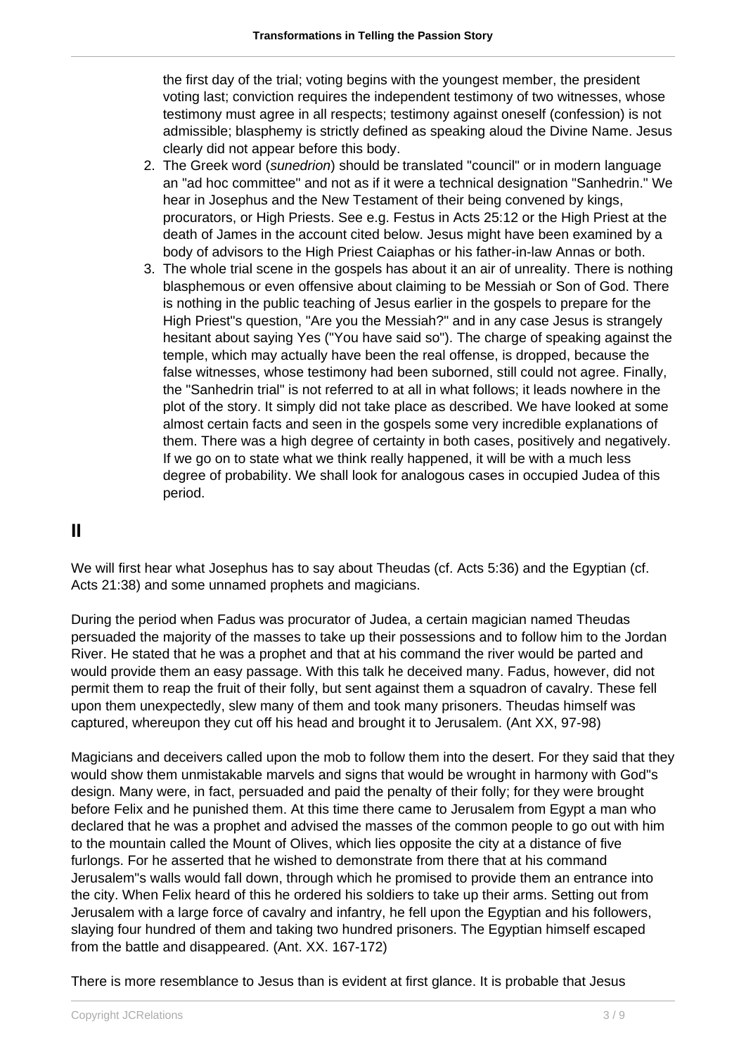the first day of the trial; voting begins with the youngest member, the president voting last; conviction requires the independent testimony of two witnesses, whose testimony must agree in all respects; testimony against oneself (confession) is not admissible; blasphemy is strictly defined as speaking aloud the Divine Name. Jesus clearly did not appear before this body.

2. The Greek word (*sunedrion*) should be translated "council" or in modern language an "ad hoc committee" and not as if it were a technical designation "Sanhedrin." We hear in Josephus and the New Testament of their being convened by kings, procurators, or High Priests. See e.g. Festus in Acts 25:12 or the High Priest at the death of James in the account cited below. Jesus might have been examined by a body of advisors to the High Priest Caiaphas or his father-in-law Annas or both.
3. The whole trial scene in the gospels has about it an air of unreality. There is nothing blasphemous or even offensive about claiming to be Messiah or Son of God. There is nothing in the public teaching of Jesus earlier in the gospels to prepare for the High Priest"s question, "Are you the Messiah?" and in any case Jesus is strangely hesitant about saying Yes ("You have said so"). The charge of speaking against the temple, which may actually have been the real offense, is dropped, because the false witnesses, whose testimony had been suborned, still could not agree. Finally, the "Sanhedrin trial" is not referred to at all in what follows; it leads nowhere in the plot of the story. It simply did not take place as described. We have looked at some almost certain facts and seen in the gospels some very incredible explanations of them. There was a high degree of certainty in both cases, positively and negatively. If we go on to state what we think really happened, it will be with a much less degree of probability. We shall look for analogous cases in occupied Judea of this period.

## II

We will first hear what Josephus has to say about Theudas (cf. Acts 5:36) and the Egyptian (cf. Acts 21:38) and some unnamed prophets and magicians.

During the period when Fadus was procurator of Judea, a certain magician named Theudas persuaded the majority of the masses to take up their possessions and to follow him to the Jordan River. He stated that he was a prophet and that at his command the river would be parted and would provide them an easy passage. With this talk he deceived many. Fadus, however, did not permit them to reap the fruit of their folly, but sent against them a squadron of cavalry. These fell upon them unexpectedly, slew many of them and took many prisoners. Theudas himself was captured, whereupon they cut off his head and brought it to Jerusalem. (Ant XX, 97-98)

Magicians and deceivers called upon the mob to follow them into the desert. For they said that they would show them unmistakable marvels and signs that would be wrought in harmony with God"s design. Many were, in fact, persuaded and paid the penalty of their folly; for they were brought before Felix and he punished them. At this time there came to Jerusalem from Egypt a man who declared that he was a prophet and advised the masses of the common people to go out with him to the mountain called the Mount of Olives, which lies opposite the city at a distance of five furlongs. For he asserted that he wished to demonstrate from there that at his command Jerusalem"s walls would fall down, through which he promised to provide them an entrance into the city. When Felix heard of this he ordered his soldiers to take up their arms. Setting out from Jerusalem with a large force of cavalry and infantry, he fell upon the Egyptian and his followers, slaying four hundred of them and taking two hundred prisoners. The Egyptian himself escaped from the battle and disappeared. (Ant. XX. 167-172)

There is more resemblance to Jesus than is evident at first glance. It is probable that Jesus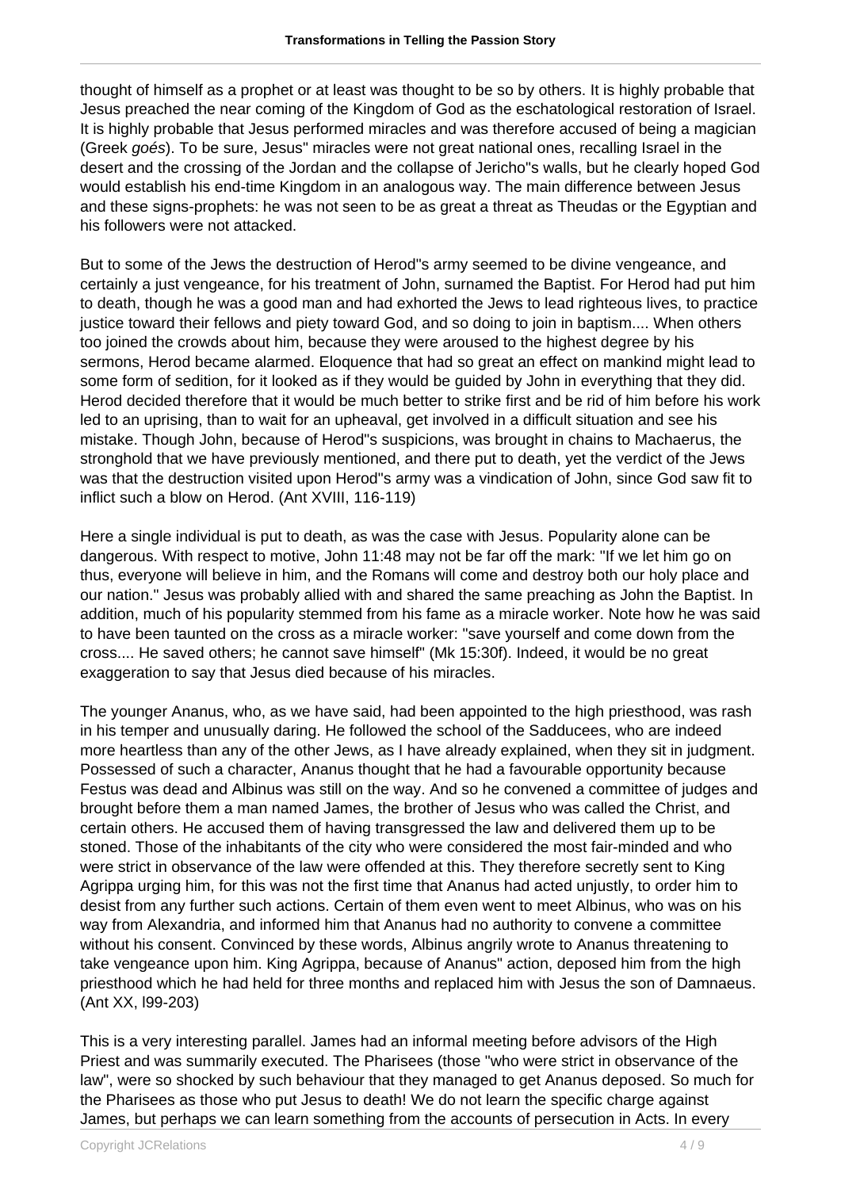thought of himself as a prophet or at least was thought to be so by others. It is highly probable that Jesus preached the near coming of the Kingdom of God as the eschatological restoration of Israel. It is highly probable that Jesus performed miracles and was therefore accused of being a magician (Greek *goés*). To be sure, Jesus" miracles were not great national ones, recalling Israel in the desert and the crossing of the Jordan and the collapse of Jericho"s walls, but he clearly hoped God would establish his end-time Kingdom in an analogous way. The main difference between Jesus and these signs-prophets: he was not seen to be as great a threat as Theudas or the Egyptian and his followers were not attacked.

But to some of the Jews the destruction of Herod"s army seemed to be divine vengeance, and certainly a just vengeance, for his treatment of John, surnamed the Baptist. For Herod had put him to death, though he was a good man and had exhorted the Jews to lead righteous lives, to practice justice toward their fellows and piety toward God, and so doing to join in baptism.... When others too joined the crowds about him, because they were aroused to the highest degree by his sermons, Herod became alarmed. Eloquence that had so great an effect on mankind might lead to some form of sedition, for it looked as if they would be guided by John in everything that they did. Herod decided therefore that it would be much better to strike first and be rid of him before his work led to an uprising, than to wait for an upheaval, get involved in a difficult situation and see his mistake. Though John, because of Herod"s suspicions, was brought in chains to Machaerus, the stronghold that we have previously mentioned, and there put to death, yet the verdict of the Jews was that the destruction visited upon Herod"s army was a vindication of John, since God saw fit to inflict such a blow on Herod. (Ant XVIII, 116-119)

Here a single individual is put to death, as was the case with Jesus. Popularity alone can be dangerous. With respect to motive, John 11:48 may not be far off the mark: "If we let him go on thus, everyone will believe in him, and the Romans will come and destroy both our holy place and our nation." Jesus was probably allied with and shared the same preaching as John the Baptist. In addition, much of his popularity stemmed from his fame as a miracle worker. Note how he was said to have been taunted on the cross as a miracle worker: "save yourself and come down from the cross.... He saved others; he cannot save himself" (Mk 15:30f). Indeed, it would be no great exaggeration to say that Jesus died because of his miracles.

The younger Ananus, who, as we have said, had been appointed to the high priesthood, was rash in his temper and unusually daring. He followed the school of the Sadducees, who are indeed more heartless than any of the other Jews, as I have already explained, when they sit in judgment. Possessed of such a character, Ananus thought that he had a favourable opportunity because Festus was dead and Albinus was still on the way. And so he convened a committee of judges and brought before them a man named James, the brother of Jesus who was called the Christ, and certain others. He accused them of having transgressed the law and delivered them up to be stoned. Those of the inhabitants of the city who were considered the most fair-minded and who were strict in observance of the law were offended at this. They therefore secretly sent to King Agrippa urging him, for this was not the first time that Ananus had acted unjustly, to order him to desist from any further such actions. Certain of them even went to meet Albinus, who was on his way from Alexandria, and informed him that Ananus had no authority to convene a committee without his consent. Convinced by these words, Albinus angrily wrote to Ananus threatening to take vengeance upon him. King Agrippa, because of Ananus" action, deposed him from the high priesthood which he had held for three months and replaced him with Jesus the son of Damnaeus. (Ant XX, l99-203)

This is a very interesting parallel. James had an informal meeting before advisors of the High Priest and was summarily executed. The Pharisees (those "who were strict in observance of the law", were so shocked by such behaviour that they managed to get Ananus deposed. So much for the Pharisees as those who put Jesus to death! We do not learn the specific charge against James, but perhaps we can learn something from the accounts of persecution in Acts. In every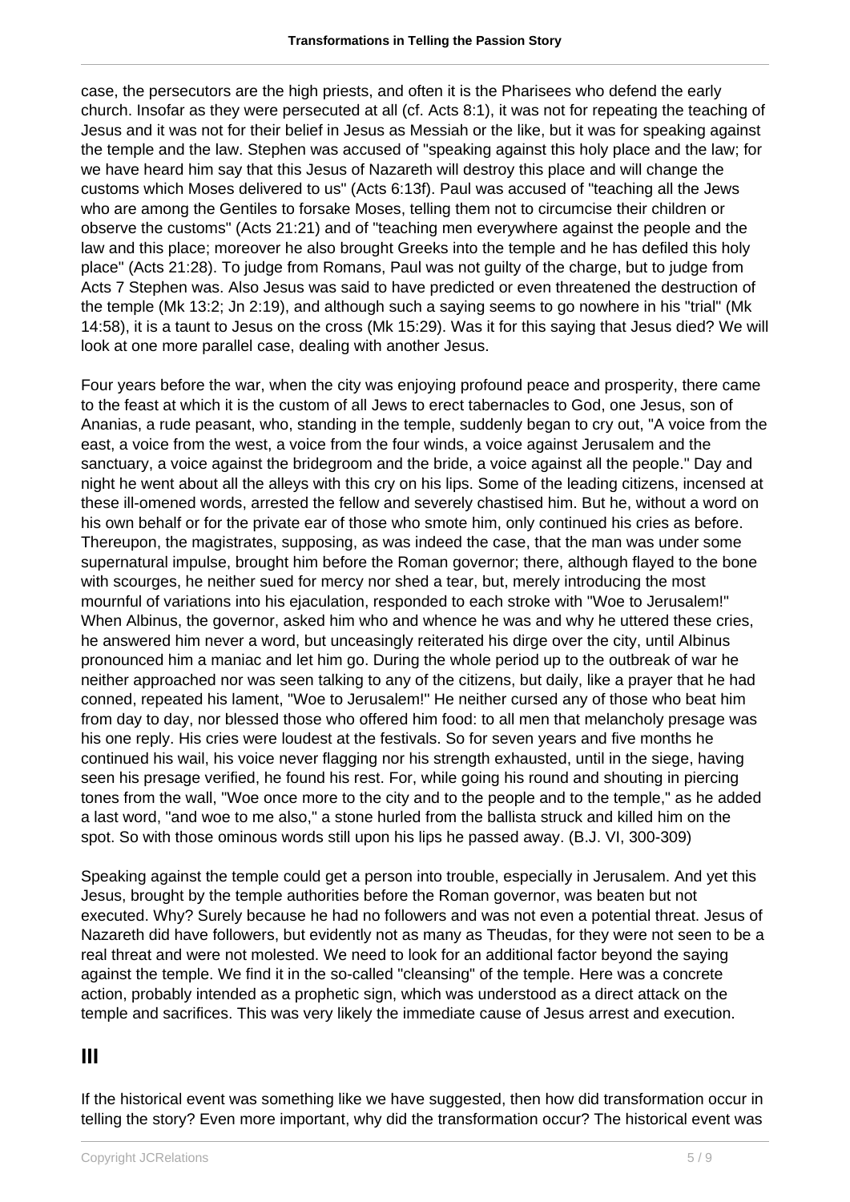case, the persecutors are the high priests, and often it is the Pharisees who defend the early church. Insofar as they were persecuted at all (cf. Acts 8:1), it was not for repeating the teaching of Jesus and it was not for their belief in Jesus as Messiah or the like, but it was for speaking against the temple and the law. Stephen was accused of "speaking against this holy place and the law; for we have heard him say that this Jesus of Nazareth will destroy this place and will change the customs which Moses delivered to us" (Acts 6:13f). Paul was accused of "teaching all the Jews who are among the Gentiles to forsake Moses, telling them not to circumcise their children or observe the customs" (Acts 21:21) and of "teaching men everywhere against the people and the law and this place; moreover he also brought Greeks into the temple and he has defiled this holy place" (Acts 21:28). To judge from Romans, Paul was not guilty of the charge, but to judge from Acts 7 Stephen was. Also Jesus was said to have predicted or even threatened the destruction of the temple (Mk 13:2; Jn 2:19), and although such a saying seems to go nowhere in his "trial" (Mk 14:58), it is a taunt to Jesus on the cross (Mk 15:29). Was it for this saying that Jesus died? We will look at one more parallel case, dealing with another Jesus.

Four years before the war, when the city was enjoying profound peace and prosperity, there came to the feast at which it is the custom of all Jews to erect tabernacles to God, one Jesus, son of Ananias, a rude peasant, who, standing in the temple, suddenly began to cry out, "A voice from the east, a voice from the west, a voice from the four winds, a voice against Jerusalem and the sanctuary, a voice against the bridegroom and the bride, a voice against all the people." Day and night he went about all the alleys with this cry on his lips. Some of the leading citizens, incensed at these ill-omened words, arrested the fellow and severely chastised him. But he, without a word on his own behalf or for the private ear of those who smote him, only continued his cries as before. Thereupon, the magistrates, supposing, as was indeed the case, that the man was under some supernatural impulse, brought him before the Roman governor; there, although flayed to the bone with scourges, he neither sued for mercy nor shed a tear, but, merely introducing the most mournful of variations into his ejaculation, responded to each stroke with "Woe to Jerusalem!" When Albinus, the governor, asked him who and whence he was and why he uttered these cries, he answered him never a word, but unceasingly reiterated his dirge over the city, until Albinus pronounced him a maniac and let him go. During the whole period up to the outbreak of war he neither approached nor was seen talking to any of the citizens, but daily, like a prayer that he had conned, repeated his lament, "Woe to Jerusalem!" He neither cursed any of those who beat him from day to day, nor blessed those who offered him food: to all men that melancholy presage was his one reply. His cries were loudest at the festivals. So for seven years and five months he continued his wail, his voice never flagging nor his strength exhausted, until in the siege, having seen his presage verified, he found his rest. For, while going his round and shouting in piercing tones from the wall, "Woe once more to the city and to the people and to the temple," as he added a last word, "and woe to me also," a stone hurled from the ballista struck and killed him on the spot. So with those ominous words still upon his lips he passed away. (B.J. VI, 300-309)

Speaking against the temple could get a person into trouble, especially in Jerusalem. And yet this Jesus, brought by the temple authorities before the Roman governor, was beaten but not executed. Why? Surely because he had no followers and was not even a potential threat. Jesus of Nazareth did have followers, but evidently not as many as Theudas, for they were not seen to be a real threat and were not molested. We need to look for an additional factor beyond the saying against the temple. We find it in the so-called "cleansing" of the temple. Here was a concrete action, probably intended as a prophetic sign, which was understood as a direct attack on the temple and sacrifices. This was very likely the immediate cause of Jesus arrest and execution.

## III

If the historical event was something like we have suggested, then how did transformation occur in telling the story? Even more important, why did the transformation occur? The historical event was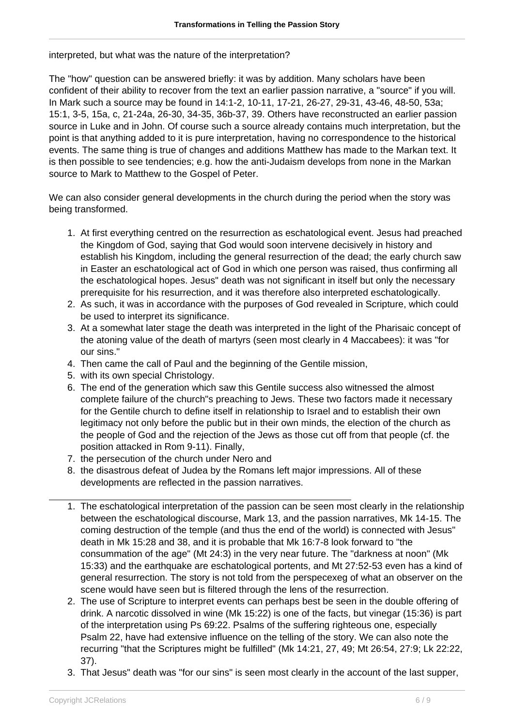interpreted, but what was the nature of the interpretation?

The "how" question can be answered briefly: it was by addition. Many scholars have been confident of their ability to recover from the text an earlier passion narrative, a "source" if you will. In Mark such a source may be found in 14:1-2, 10-11, 17-21, 26-27, 29-31, 43-46, 48-50, 53a; 15:1, 3-5, 15a, c, 21-24a, 26-30, 34-35, 36b-37, 39. Others have reconstructed an earlier passion source in Luke and in John. Of course such a source already contains much interpretation, but the point is that anything added to it is pure interpretation, having no correspondence to the historical events. The same thing is true of changes and additions Matthew has made to the Markan text. It is then possible to see tendencies; e.g. how the anti-Judaism develops from none in the Markan source to Mark to Matthew to the Gospel of Peter.

We can also consider general developments in the church during the period when the story was being transformed.

1. At first everything centred on the resurrection as eschatological event. Jesus had preached the Kingdom of God, saying that God would soon intervene decisively in history and establish his Kingdom, including the general resurrection of the dead; the early church saw in Easter an eschatological act of God in which one person was raised, thus confirming all the eschatological hopes. Jesus" death was not significant in itself but only the necessary prerequisite for his resurrection, and it was therefore also interpreted eschatologically.
2. As such, it was in accordance with the purposes of God revealed in Scripture, which could be used to interpret its significance.
3. At a somewhat later stage the death was interpreted in the light of the Pharisaic concept of the atoning value of the death of martyrs (seen most clearly in 4 Maccabees): it was "for our sins."
4. Then came the call of Paul and the beginning of the Gentile mission,
5. with its own special Christology.
6. The end of the generation which saw this Gentile success also witnessed the almost complete failure of the church"s preaching to Jews. These two factors made it necessary for the Gentile church to define itself in relationship to Israel and to establish their own legitimacy not only before the public but in their own minds, the election of the church as the people of God and the rejection of the Jews as those cut off from that people (cf. the position attacked in Rom 9-11). Finally,
7. the persecution of the church under Nero and
8. the disastrous defeat of Judea by the Romans left major impressions. All of these developments are reflected in the passion narratives.

---

1. The eschatological interpretation of the passion can be seen most clearly in the relationship between the eschatological discourse, Mark 13, and the passion narratives, Mk 14-15. The coming destruction of the temple (and thus the end of the world) is connected with Jesus" death in Mk 15:28 and 38, and it is probable that Mk 16:7-8 look forward to "the consummation of the age" (Mt 24:3) in the very near future. The "darkness at noon" (Mk 15:33) and the earthquake are eschatological portents, and Mt 27:52-53 even has a kind of general resurrection. The story is not told from the perspecexeg of what an observer on the scene would have seen but is filtered through the lens of the resurrection.
2. The use of Scripture to interpret events can perhaps best be seen in the double offering of drink. A narcotic dissolved in wine (Mk 15:22) is one of the facts, but vinegar (15:36) is part of the interpretation using Ps 69:22. Psalms of the suffering righteous one, especially Psalm 22, have had extensive influence on the telling of the story. We can also note the recurring "that the Scriptures might be fulfilled" (Mk 14:21, 27, 49; Mt 26:54, 27:9; Lk 22:22, 37).
3. That Jesus" death was "for our sins" is seen most clearly in the account of the last supper,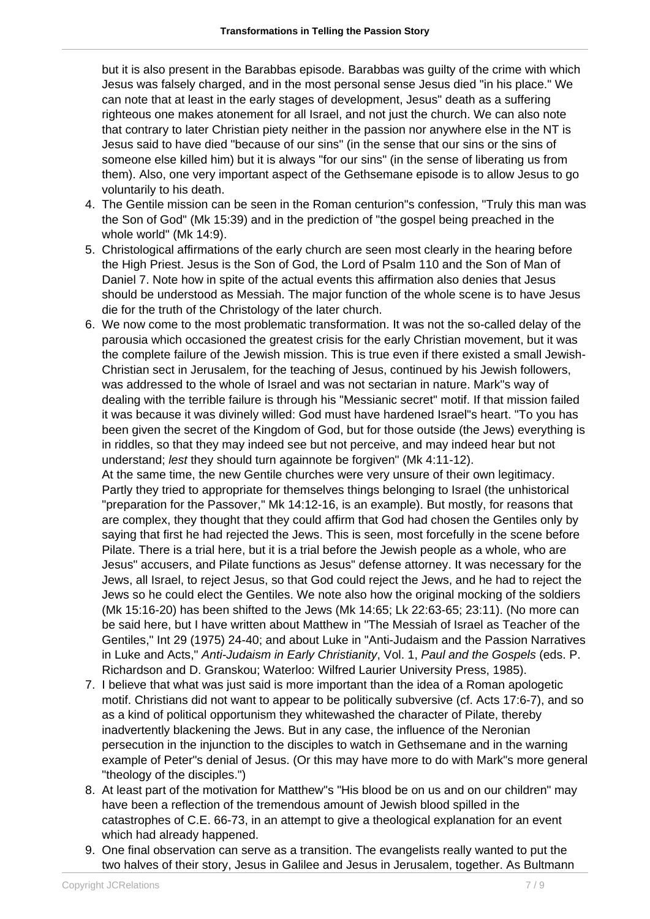but it is also present in the Barabbas episode. Barabbas was guilty of the crime with which Jesus was falsely charged, and in the most personal sense Jesus died "in his place." We can note that at least in the early stages of development, Jesus" death as a suffering righteous one makes atonement for all Israel, and not just the church. We can also note that contrary to later Christian piety neither in the passion nor anywhere else in the NT is Jesus said to have died "because of our sins" (in the sense that our sins or the sins of someone else killed him) but it is always "for our sins" (in the sense of liberating us from them). Also, one very important aspect of the Gethsemane episode is to allow Jesus to go voluntarily to his death.

4. The Gentile mission can be seen in the Roman centurion"s confession, "Truly this man was the Son of God" (Mk 15:39) and in the prediction of "the gospel being preached in the whole world" (Mk 14:9).
5. Christological affirmations of the early church are seen most clearly in the hearing before the High Priest. Jesus is the Son of God, the Lord of Psalm 110 and the Son of Man of Daniel 7. Note how in spite of the actual events this affirmation also denies that Jesus should be understood as Messiah. The major function of the whole scene is to have Jesus die for the truth of the Christology of the later church.
6. We now come to the most problematic transformation. It was not the so-called delay of the parousia which occasioned the greatest crisis for the early Christian movement, but it was the complete failure of the Jewish mission. This is true even if there existed a small Jewish-Christian sect in Jerusalem, for the teaching of Jesus, continued by his Jewish followers, was addressed to the whole of Israel and was not sectarian in nature. Mark"s way of dealing with the terrible failure is through his "Messianic secret" motif. If that mission failed it was because it was divinely willed: God must have hardened Israel"s heart. "To you has been given the secret of the Kingdom of God, but for those outside (the Jews) everything is in riddles, so that they may indeed see but not perceive, and may indeed hear but not understand; *lest* they should turn againnote be forgiven" (Mk 4:11-12).
   At the same time, the new Gentile churches were very unsure of their own legitimacy. Partly they tried to appropriate for themselves things belonging to Israel (the unhistorical "preparation for the Passover," Mk 14:12-16, is an example). But mostly, for reasons that are complex, they thought that they could affirm that God had chosen the Gentiles only by saying that first he had rejected the Jews. This is seen, most forcefully in the scene before Pilate. There is a trial here, but it is a trial before the Jewish people as a whole, who are Jesus" accusers, and Pilate functions as Jesus" defense attorney. It was necessary for the Jews, all Israel, to reject Jesus, so that God could reject the Jews, and he had to reject the Jews so he could elect the Gentiles. We note also how the original mocking of the soldiers (Mk 15:16-20) has been shifted to the Jews (Mk 14:65; Lk 22:63-65; 23:11). (No more can be said here, but I have written about Matthew in "The Messiah of Israel as Teacher of the Gentiles," Int 29 (1975) 24-40; and about Luke in "Anti-Judaism and the Passion Narratives in Luke and Acts," *Anti-Judaism in Early Christianity*, Vol. 1, *Paul and the Gospels* (eds. P. Richardson and D. Granskou; Waterloo: Wilfred Laurier University Press, 1985).
7. I believe that what was just said is more important than the idea of a Roman apologetic motif. Christians did not want to appear to be politically subversive (cf. Acts 17:6-7), and so as a kind of political opportunism they whitewashed the character of Pilate, thereby inadvertently blackening the Jews. But in any case, the influence of the Neronian persecution in the injunction to the disciples to watch in Gethsemane and in the warning example of Peter"s denial of Jesus. (Or this may have more to do with Mark"s more general "theology of the disciples.")
8. At least part of the motivation for Matthew"s "His blood be on us and on our children" may have been a reflection of the tremendous amount of Jewish blood spilled in the catastrophes of C.E. 66-73, in an attempt to give a theological explanation for an event which had already happened.
9. One final observation can serve as a transition. The evangelists really wanted to put the two halves of their story, Jesus in Galilee and Jesus in Jerusalem, together. As Bultmann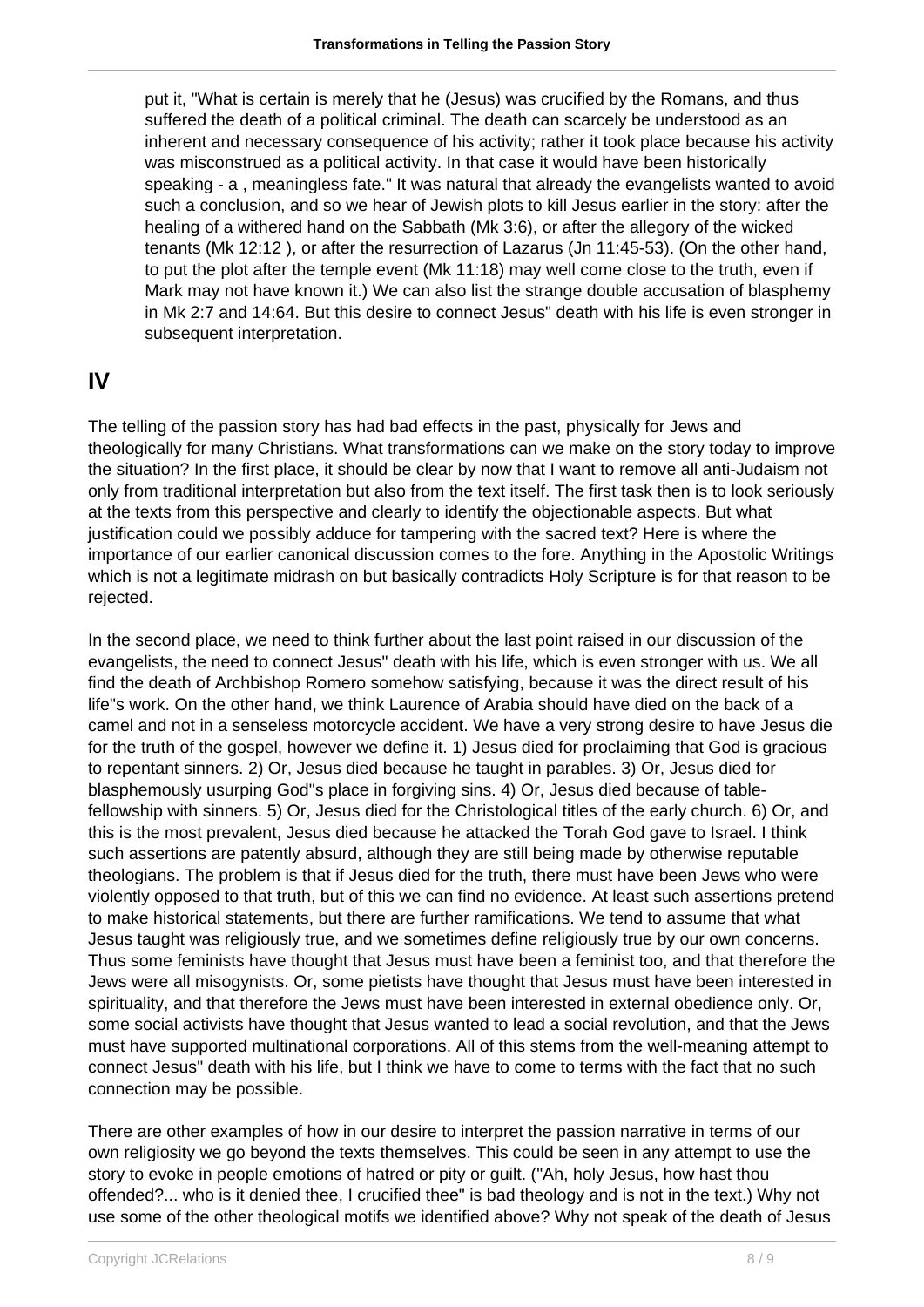put it, "What is certain is merely that he (Jesus) was crucified by the Romans, and thus suffered the death of a political criminal. The death can scarcely be understood as an inherent and necessary consequence of his activity; rather it took place because his activity was misconstrued as a political activity. In that case it would have been historically speaking - a , meaningless fate." It was natural that already the evangelists wanted to avoid such a conclusion, and so we hear of Jewish plots to kill Jesus earlier in the story: after the healing of a withered hand on the Sabbath (Mk 3:6), or after the allegory of the wicked tenants (Mk 12:12 ), or after the resurrection of Lazarus (Jn 11:45-53). (On the other hand, to put the plot after the temple event (Mk 11:18) may well come close to the truth, even if Mark may not have known it.) We can also list the strange double accusation of blasphemy in Mk 2:7 and 14:64. But this desire to connect Jesus" death with his life is even stronger in subsequent interpretation.

## IV

The telling of the passion story has had bad effects in the past, physically for Jews and theologically for many Christians. What transformations can we make on the story today to improve the situation? In the first place, it should be clear by now that I want to remove all anti-Judaism not only from traditional interpretation but also from the text itself. The first task then is to look seriously at the texts from this perspective and clearly to identify the objectionable aspects. But what justification could we possibly adduce for tampering with the sacred text? Here is where the importance of our earlier canonical discussion comes to the fore. Anything in the Apostolic Writings which is not a legitimate midrash on but basically contradicts Holy Scripture is for that reason to be rejected.

In the second place, we need to think further about the last point raised in our discussion of the evangelists, the need to connect Jesus" death with his life, which is even stronger with us. We all find the death of Archbishop Romero somehow satisfying, because it was the direct result of his life"s work. On the other hand, we think Laurence of Arabia should have died on the back of a camel and not in a senseless motorcycle accident. We have a very strong desire to have Jesus die for the truth of the gospel, however we define it. 1) Jesus died for proclaiming that God is gracious to repentant sinners. 2) Or, Jesus died because he taught in parables. 3) Or, Jesus died for blasphemously usurping God"s place in forgiving sins. 4) Or, Jesus died because of table-fellowship with sinners. 5) Or, Jesus died for the Christological titles of the early church. 6) Or, and this is the most prevalent, Jesus died because he attacked the Torah God gave to Israel. I think such assertions are patently absurd, although they are still being made by otherwise reputable theologians. The problem is that if Jesus died for the truth, there must have been Jews who were violently opposed to that truth, but of this we can find no evidence. At least such assertions pretend to make historical statements, but there are further ramifications. We tend to assume that what Jesus taught was religiously true, and we sometimes define religiously true by our own concerns. Thus some feminists have thought that Jesus must have been a feminist too, and that therefore the Jews were all misogynists. Or, some pietists have thought that Jesus must have been interested in spirituality, and that therefore the Jews must have been interested in external obedience only. Or, some social activists have thought that Jesus wanted to lead a social revolution, and that the Jews must have supported multinational corporations. All of this stems from the well-meaning attempt to connect Jesus" death with his life, but I think we have to come to terms with the fact that no such connection may be possible.

There are other examples of how in our desire to interpret the passion narrative in terms of our own religiosity we go beyond the texts themselves. This could be seen in any attempt to use the story to evoke in people emotions of hatred or pity or guilt. ("Ah, holy Jesus, how hast thou offended?... who is it denied thee, I crucified thee" is bad theology and is not in the text.) Why not use some of the other theological motifs we identified above? Why not speak of the death of Jesus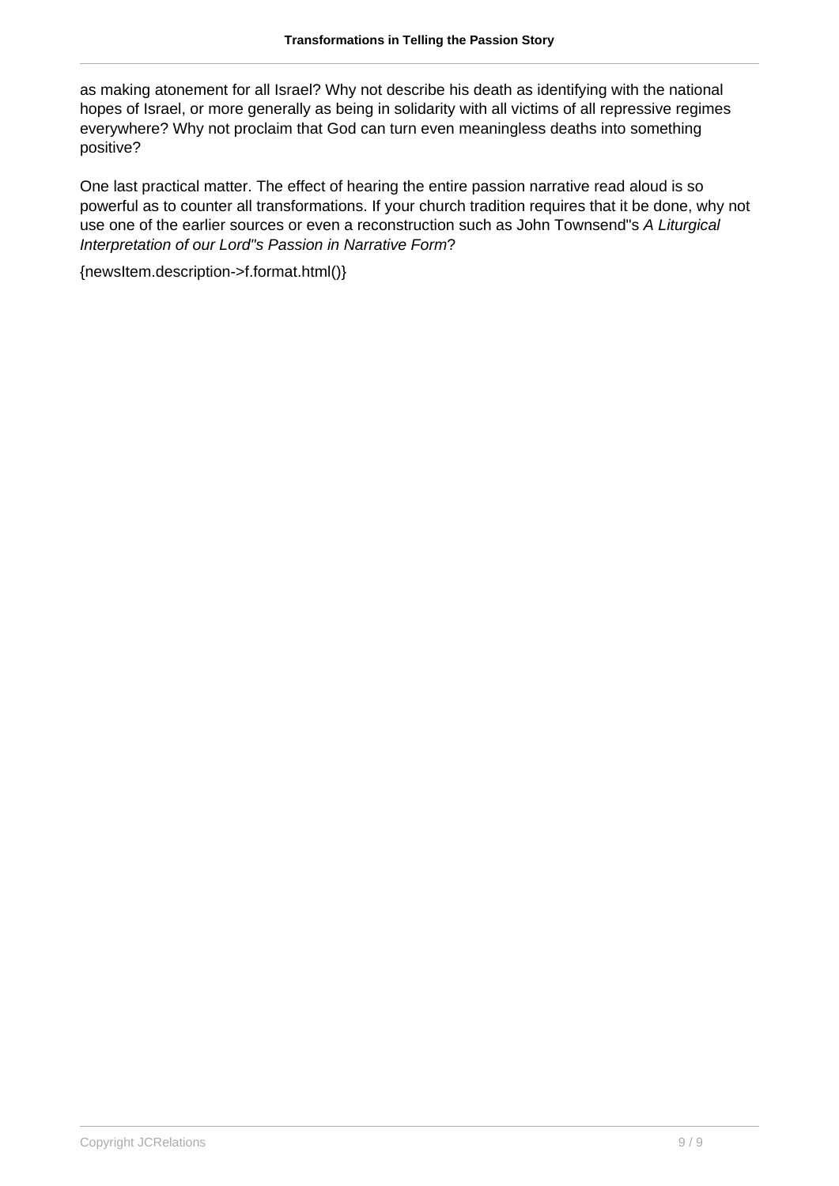as making atonement for all Israel? Why not describe his death as identifying with the national hopes of Israel, or more generally as being in solidarity with all victims of all repressive regimes everywhere? Why not proclaim that God can turn even meaningless deaths into something positive?

One last practical matter. The effect of hearing the entire passion narrative read aloud is so powerful as to counter all transformations. If your church tradition requires that it be done, why not use one of the earlier sources or even a reconstruction such as John Townsend''s *A Liturgical Interpretation of our Lord''s Passion in Narrative Form*?

{newsItem.description->f.format.html()}